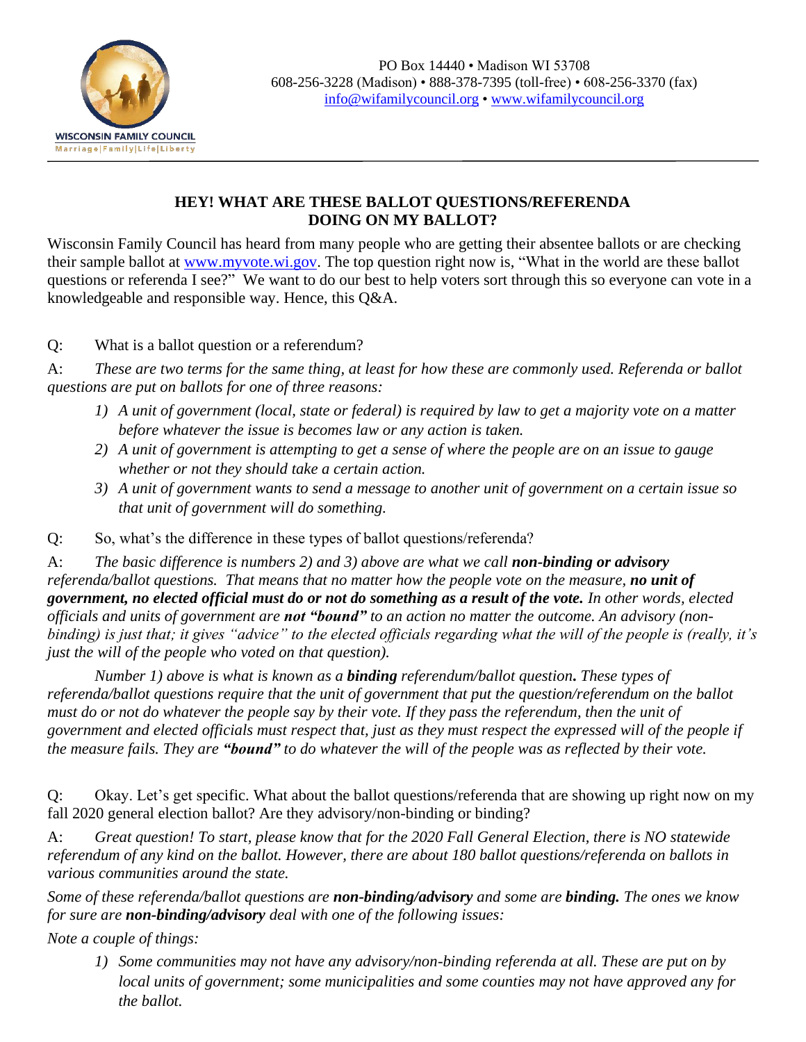WISCONSIN FAMILY COUNCIL
Marriage|Family|Life|Liberty

PO Box 14440 • Madison WI 53708
608-256-3228 (Madison) • 888-378-7395 (toll-free) • 608-256-3370 (fax)
info@wifamilycouncil.org • www.wifamilycouncil.org

## HEY! WHAT ARE THESE BALLOT QUESTIONS/REFERENDA DOING ON MY BALLOT?

Wisconsin Family Council has heard from many people who are getting their absentee ballots or are checking their sample ballot at www.myvote.wi.gov. The top question right now is, "What in the world are these ballot questions or referenda I see?" We want to do our best to help voters sort through this so everyone can vote in a knowledgeable and responsible way. Hence, this Q&A.

Q: What is a ballot question or a referendum?

A: *These are two terms for the same thing, at least for how these are commonly used. Referenda or ballot questions are put on ballots for one of three reasons:*

1) *A unit of government (local, state or federal) is required by law to get a majority vote on a matter before whatever the issue is becomes law or any action is taken.*
2) *A unit of government is attempting to get a sense of where the people are on an issue to gauge whether or not they should take a certain action.*
3) *A unit of government wants to send a message to another unit of government on a certain issue so that unit of government will do something.*

Q: So, what's the difference in these types of ballot questions/referenda?

A: *The basic difference is numbers 2) and 3) above are what we call **non-binding or advisory** referenda/ballot questions. That means that no matter how the people vote on the measure, **no unit of government, no elected official must do or not do something as a result of the vote.** In other words, elected officials and units of government are **not "bound"** to an action no matter the outcome. An advisory (non-binding) is just that; it gives "advice" to the elected officials regarding what the will of the people is (really, it's just the will of the people who voted on that question).*

*Number 1) above is what is known as a **binding** referendum/ballot question**.** These types of referenda/ballot questions require that the unit of government that put the question/referendum on the ballot must do or not do whatever the people say by their vote. If they pass the referendum, then the unit of government and elected officials must respect that, just as they must respect the expressed will of the people if the measure fails. They are **"bound"** to do whatever the will of the people was as reflected by their vote.*

Q: Okay. Let's get specific. What about the ballot questions/referenda that are showing up right now on my fall 2020 general election ballot? Are they advisory/non-binding or binding?

A: *Great question! To start, please know that for the 2020 Fall General Election, there is NO statewide referendum of any kind on the ballot. However, there are about 180 ballot questions/referenda on ballots in various communities around the state.*

*Some of these referenda/ballot questions are **non-binding/advisory** and some are **binding.** The ones we know for sure are **non-binding/advisory** deal with one of the following issues:*

*Note a couple of things:*

1) *Some communities may not have any advisory/non-binding referenda at all. These are put on by local units of government; some municipalities and some counties may not have approved any for the ballot.*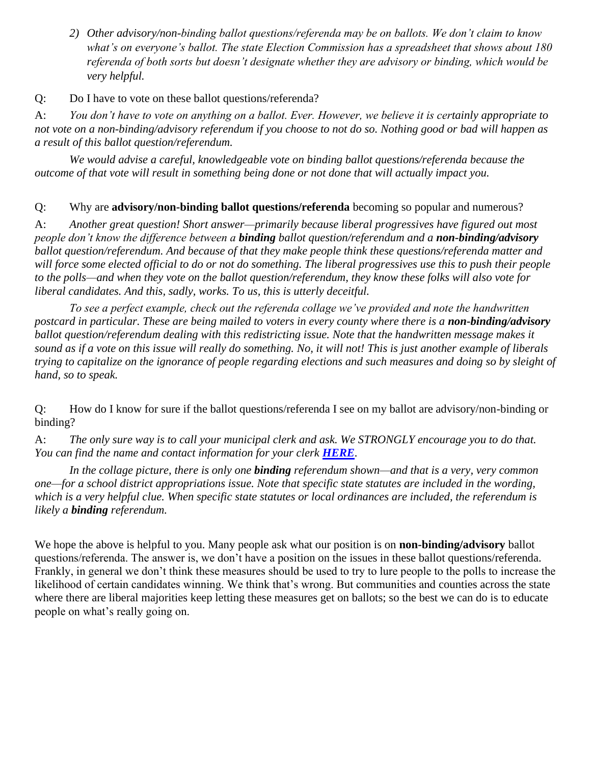2) *Other advisory/non-binding ballot questions/referenda may be on ballots. We don't claim to know what's on everyone's ballot. The state Election Commission has a spreadsheet that shows about 180 referenda of both sorts but doesn't designate whether they are advisory or binding, which would be very helpful.*

Q: Do I have to vote on these ballot questions/referenda?

A: *You don't have to vote on anything on a ballot. Ever. However, we believe it is certainly appropriate to not vote on a non-binding/advisory referendum if you choose to not do so. Nothing good or bad will happen as a result of this ballot question/referendum.*

*We would advise a careful, knowledgeable vote on binding ballot questions/referenda because the outcome of that vote will result in something being done or not done that will actually impact you.*

Q: Why are **advisory/non-binding ballot questions/referenda** becoming so popular and numerous?

A: *Another great question! Short answer—primarily because liberal progressives have figured out most people don't know the difference between a* ***binding*** *ballot question/referendum and a* ***non-binding/advisory*** *ballot question/referendum. And because of that they make people think these questions/referenda matter and will force some elected official to do or not do something. The liberal progressives use this to push their people to the polls—and when they vote on the ballot question/referendum, they know these folks will also vote for liberal candidates. And this, sadly, works. To us, this is utterly deceitful.*

*To see a perfect example, check out the referenda collage we've provided and note the handwritten postcard in particular. These are being mailed to voters in every county where there is a* ***non-binding/advisory*** *ballot question/referendum dealing with this redistricting issue. Note that the handwritten message makes it sound as if a vote on this issue will really do something. No, it will not! This is just another example of liberals trying to capitalize on the ignorance of people regarding elections and such measures and doing so by sleight of hand, so to speak.*

Q: How do I know for sure if the ballot questions/referenda I see on my ballot are advisory/non-binding or binding?

A: *The only sure way is to call your municipal clerk and ask. We STRONGLY encourage you to do that. You can find the name and contact information for your clerk* ***HERE****.*

*In the collage picture, there is only one* ***binding*** *referendum shown—and that is a very, very common one—for a school district appropriations issue. Note that specific state statutes are included in the wording, which is a very helpful clue. When specific state statutes or local ordinances are included, the referendum is likely a* ***binding*** *referendum.*

We hope the above is helpful to you. Many people ask what our position is on **non-binding/advisory** ballot questions/referenda. The answer is, we don't have a position on the issues in these ballot questions/referenda. Frankly, in general we don't think these measures should be used to try to lure people to the polls to increase the likelihood of certain candidates winning. We think that's wrong. But communities and counties across the state where there are liberal majorities keep letting these measures get on ballots; so the best we can do is to educate people on what's really going on.